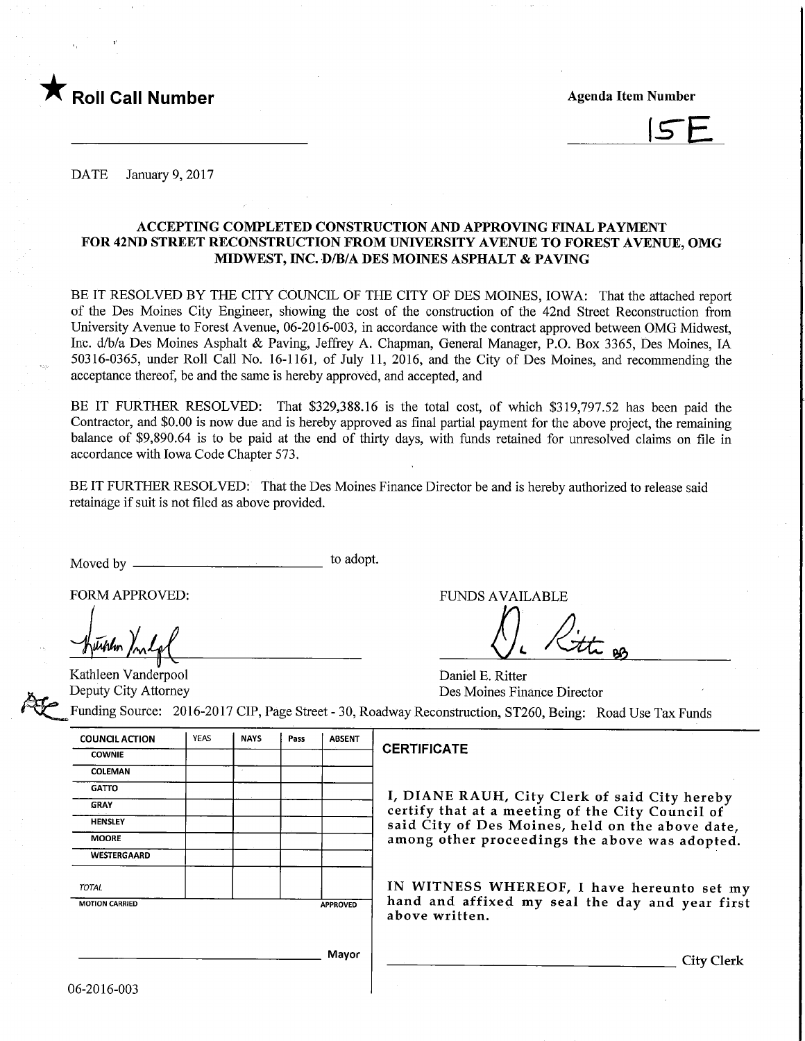★ **Roll Call Number**

**Agenda Item Number**

15E

DATE January 9, 2017

**ACCEPTING COMPLETED CONSTRUCTION AND APPROVING FINAL PAYMENT FOR 42ND STREET RECONSTRUCTION FROM UNIVERSITY AVENUE TO FOREST AVENUE, OMG MIDWEST, INC. D/B/A DES MOINES ASPHALT & PAVING**

BE IT RESOLVED BY THE CITY COUNCIL OF THE CITY OF DES MOINES, IOWA: That the attached report of the Des Moines City Engineer, showing the cost of the construction of the 42nd Street Reconstruction from University Avenue to Forest Avenue, 06-2016-003, in accordance with the contract approved between OMG Midwest, Inc. d/b/a Des Moines Asphalt & Paving, Jeffrey A. Chapman, General Manager, P.O. Box 3365, Des Moines, IA 50316-0365, under Roll Call No. 16-1161, of July 11, 2016, and the City of Des Moines, and recommending the acceptance thereof, be and the same is hereby approved, and accepted, and

BE IT FURTHER RESOLVED: That $329,388.16 is the total cost, of which $319,797.52 has been paid the Contractor, and $0.00 is now due and is hereby approved as final partial payment for the above project, the remaining balance of $9,890.64 is to be paid at the end of thirty days, with funds retained for unresolved claims on file in accordance with Iowa Code Chapter 573.

BE IT FURTHER RESOLVED: That the Des Moines Finance Director be and is hereby authorized to release said retainage if suit is not filed as above provided.

Moved by ______________________ to adopt.

FORM APPROVED:

Kathleen Vanderpool
Deputy City Attorney

FUNDS AVAILABLE

Daniel E. Ritter
Des Moines Finance Director

Funding Source: 2016-2017 CIP, Page Street - 30, Roadway Reconstruction, ST260, Being: Road Use Tax Funds

| COUNCIL ACTION | YEAS | NAYS | Pass | ABSENT |
|---|---|---|---|---|
| COWNIE | | | | |
| COLEMAN | | | | |
| GATTO | | | | |
| GRAY | | | | |
| HENSLEY | | | | |
| MOORE | | | | |
| WESTERGAARD | | | | |
| TOTAL | | | | |
| MOTION CARRIED | | | | APPROVED |

______________________ Mayor

**CERTIFICATE**

I, DIANE RAUH, City Clerk of said City hereby certify that at a meeting of the City Council of said City of Des Moines, held on the above date, among other proceedings the above was adopted.

IN WITNESS WHEREOF, I have hereunto set my hand and affixed my seal the day and year first above written.

______________________ City Clerk

06-2016-003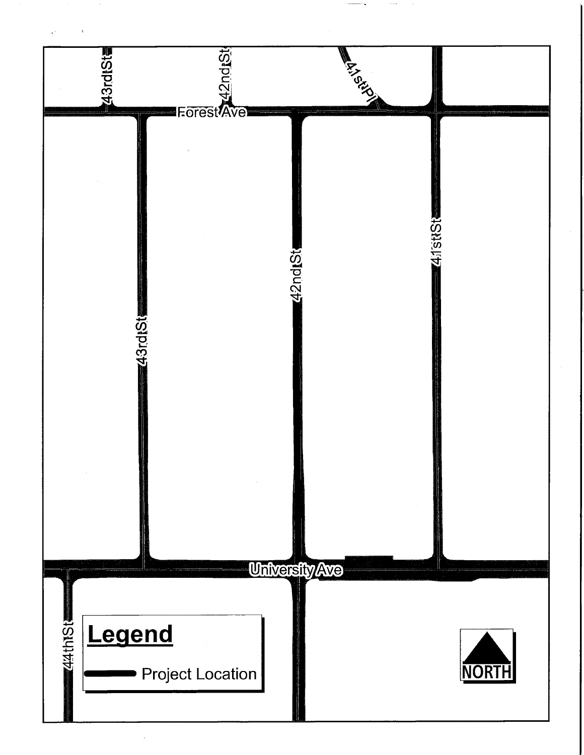43rd St

42nd St

41st Pl

Forest Ave

43rd St

42nd St

41st St

University Ave

44th St

## Legend

Project Location

NORTH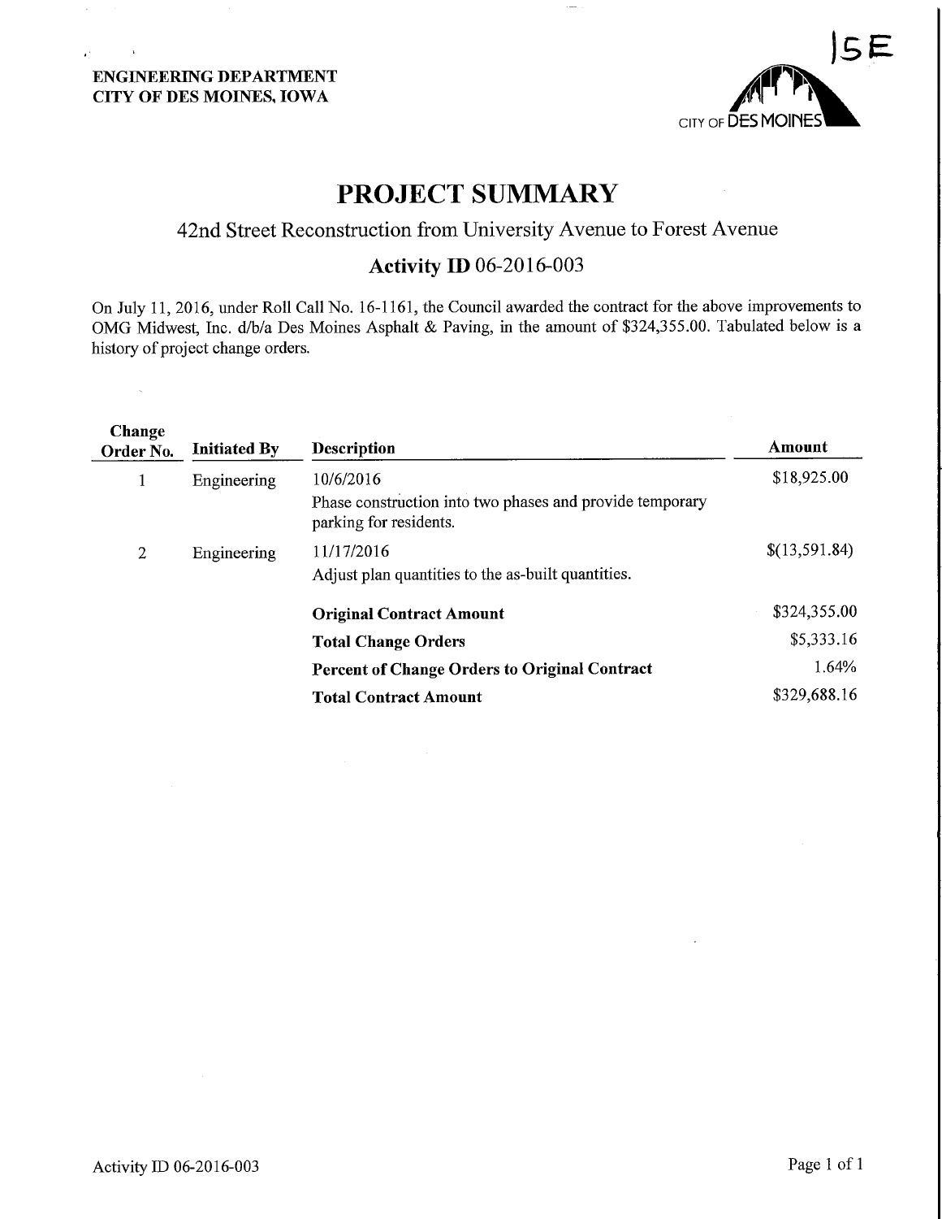ENGINEERING DEPARTMENT
CITY OF DES MOINES, IOWA

15E

CITY OF DES MOINES

# PROJECT SUMMARY

## 42nd Street Reconstruction from University Avenue to Forest Avenue

### Activity ID 06-2016-003

On July 11, 2016, under Roll Call No. 16-1161, the Council awarded the contract for the above improvements to OMG Midwest, Inc. d/b/a Des Moines Asphalt & Paving, in the amount of $324,355.00. Tabulated below is a history of project change orders.

| Change Order No. | Initiated By | Description | Amount |
|---|---|---|---|
| 1 | Engineering | 10/6/2016<br>Phase construction into two phases and provide temporary parking for residents. | $18,925.00 |
| 2 | Engineering | 11/17/2016<br>Adjust plan quantities to the as-built quantities. | $(13,591.84) |
| | | **Original Contract Amount** | $324,355.00 |
| | | **Total Change Orders** | $5,333.16 |
| | | **Percent of Change Orders to Original Contract** | 1.64% |
| | | **Total Contract Amount** | $329,688.16 |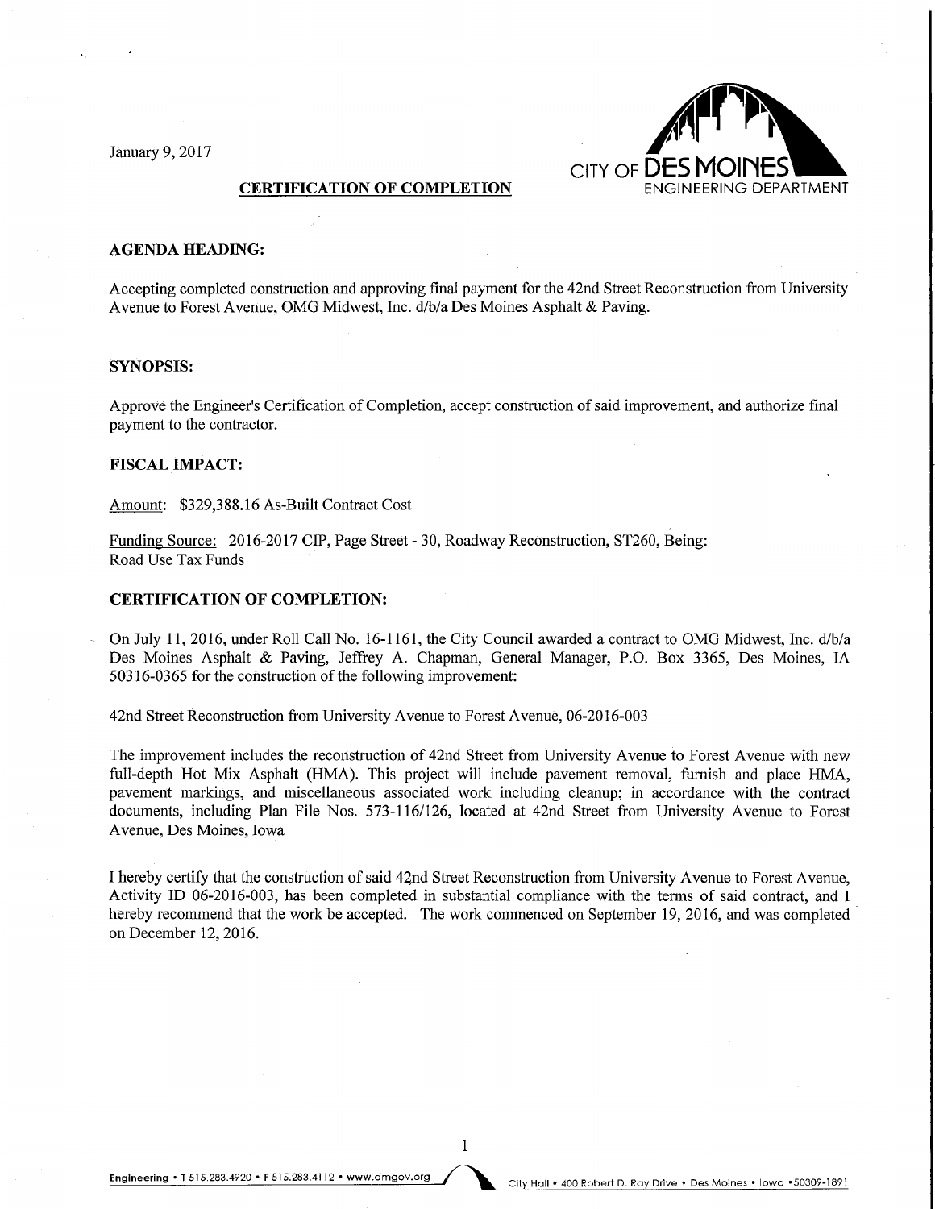January 9, 2017

CITY OF DES MOINES
ENGINEERING DEPARTMENT

**CERTIFICATION OF COMPLETION**

**AGENDA HEADING:**

Accepting completed construction and approving final payment for the 42nd Street Reconstruction from University Avenue to Forest Avenue, OMG Midwest, Inc. d/b/a Des Moines Asphalt & Paving.

**SYNOPSIS:**

Approve the Engineer's Certification of Completion, accept construction of said improvement, and authorize final payment to the contractor.

**FISCAL IMPACT:**

Amount: $329,388.16 As-Built Contract Cost

Funding Source: 2016-2017 CIP, Page Street - 30, Roadway Reconstruction, ST260, Being: Road Use Tax Funds

**CERTIFICATION OF COMPLETION:**

On July 11, 2016, under Roll Call No. 16-1161, the City Council awarded a contract to OMG Midwest, Inc. d/b/a Des Moines Asphalt & Paving, Jeffrey A. Chapman, General Manager, P.O. Box 3365, Des Moines, IA 50316-0365 for the construction of the following improvement:

42nd Street Reconstruction from University Avenue to Forest Avenue, 06-2016-003

The improvement includes the reconstruction of 42nd Street from University Avenue to Forest Avenue with new full-depth Hot Mix Asphalt (HMA). This project will include pavement removal, furnish and place HMA, pavement markings, and miscellaneous associated work including cleanup; in accordance with the contract documents, including Plan File Nos. 573-116/126, located at 42nd Street from University Avenue to Forest Avenue, Des Moines, Iowa

I hereby certify that the construction of said 42nd Street Reconstruction from University Avenue to Forest Avenue, Activity ID 06-2016-003, has been completed in substantial compliance with the terms of said contract, and I hereby recommend that the work be accepted. The work commenced on September 19, 2016, and was completed on December 12, 2016.

Engineering • T 515.283.4920 • F 515.283.4112 • www.dmgov.org City Hall • 400 Robert D. Ray Drive • Des Moines • Iowa • 50309-1891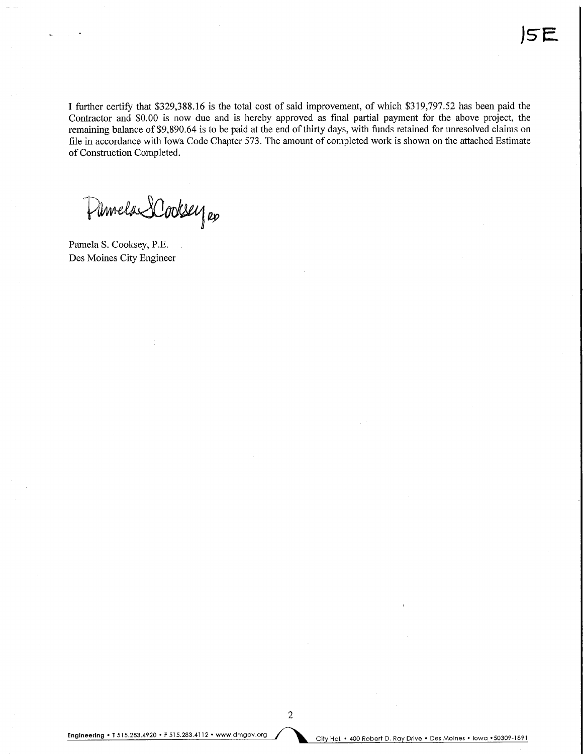15E

I further certify that $329,388.16 is the total cost of said improvement, of which $319,797.52 has been paid the Contractor and $0.00 is now due and is hereby approved as final partial payment for the above project, the remaining balance of $9,890.64 is to be paid at the end of thirty days, with funds retained for unresolved claims on file in accordance with Iowa Code Chapter 573. The amount of completed work is shown on the attached Estimate of Construction Completed.

Pamela S Cooksey

Pamela S. Cooksey, P.E.
Des Moines City Engineer

**Engineering** • T 515.283.4920 • F 515.283.4112 • www.dmgov.org City Hall • 400 Robert D. Ray Drive • Des Moines • Iowa • 50309-1891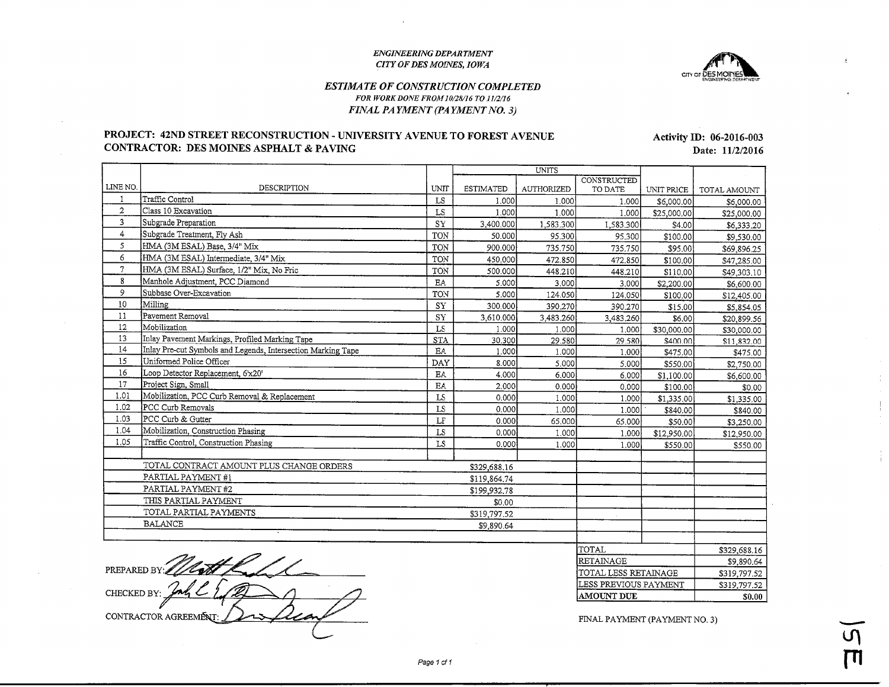*ENGINEERING DEPARTMENT*
*CITY OF DES MOINES, IOWA*

## *ESTIMATE OF CONSTRUCTION COMPLETED*

*FOR WORK DONE FROM 10/28/16 TO 11/2/16*

*FINAL PAYMENT (PAYMENT NO. 3)*

**PROJECT: 42ND STREET RECONSTRUCTION - UNIVERSITY AVENUE TO FOREST AVENUE**
**CONTRACTOR: DES MOINES ASPHALT & PAVING**

**Activity ID: 06-2016-003**
**Date: 11/2/2016**

| LINE NO. | DESCRIPTION | UNIT | UNITS ESTIMATED | UNITS AUTHORIZED | UNITS CONSTRUCTED TO DATE | UNIT PRICE | TOTAL AMOUNT |
|---|---|---|---|---|---|---|---|
| 1 | Traffic Control | LS | 1.000 | 1.000 | 1.000 | $6,000.00 | $6,000.00 |
| 2 | Class 10 Excavation | LS | 1.000 | 1.000 | 1.000 | $25,000.00 | $25,000.00 |
| 3 | Subgrade Preparation | SY | 3,400.000 | 1,583.300 | 1,583.300 | $4.00 | $6,333.20 |
| 4 | Subgrade Treatment, Fly Ash | TON | 50.000 | 95.300 | 95.300 | $100.00 | $9,530.00 |
| 5 | HMA (3M ESAL) Base, 3/4" Mix | TON | 900.000 | 735.750 | 735.750 | $95.00 | $69,896.25 |
| 6 | HMA (3M ESAL) Intermediate, 3/4" Mix | TON | 450.000 | 472.850 | 472.850 | $100.00 | $47,285.00 |
| 7 | HMA (3M ESAL) Surface, 1/2" Mix, No Fric | TON | 500.000 | 448.210 | 448.210 | $110.00 | $49,303.10 |
| 8 | Manhole Adjustment, PCC Diamond | EA | 5.000 | 3.000 | 3.000 | $2,200.00 | $6,600.00 |
| 9 | Subbase Over-Excavation | TON | 5.000 | 124.050 | 124.050 | $100.00 | $12,405.00 |
| 10 | Milling | SY | 300.000 | 390.270 | 390.270 | $15.00 | $5,854.05 |
| 11 | Pavement Removal | SY | 3,610.000 | 3,483.260 | 3,483.260 | $6.00 | $20,899.56 |
| 12 | Mobilization | LS | 1.000 | 1.000 | 1.000 | $30,000.00 | $30,000.00 |
| 13 | Inlay Pavement Markings, Profiled Marking Tape | STA | 30.300 | 29.580 | 29.580 | $400.00 | $11,832.00 |
| 14 | Inlay Pre-cut Symbols and Legends, Intersection Marking Tape | EA | 1.000 | 1.000 | 1.000 | $475.00 | $475.00 |
| 15 | Uniformed Police Officer | DAY | 8.000 | 5.000 | 5.000 | $550.00 | $2,750.00 |
| 16 | Loop Detector Replacement, 6'x20' | EA | 4.000 | 6.000 | 6.000 | $1,100.00 | $6,600.00 |
| 17 | Project Sign, Small | EA | 2.000 | 0.000 | 0.000 | $100.00 | $0.00 |
| 1.01 | Mobilization, PCC Curb Removal & Replacement | LS | 0.000 | 1.000 | 1.000 | $1,335.00 | $1,335.00 |
| 1.02 | PCC Curb Removals | LS | 0.000 | 1.000 | 1.000 | $840.00 | $840.00 |
| 1.03 | PCC Curb & Gutter | LF | 0.000 | 65.000 | 65.000 | $50.00 | $3,250.00 |
| 1.04 | Mobilization, Construction Phasing | LS | 0.000 | 1.000 | 1.000 | $12,950.00 | $12,950.00 |
| 1.05 | Traffic Control, Construction Phasing | LS | 0.000 | 1.000 | 1.000 | $550.00 | $550.00 |

| | |
|---|---|
| TOTAL CONTRACT AMOUNT PLUS CHANGE ORDERS | $329,688.16 |
| PARTIAL PAYMENT #1 | $119,864.74 |
| PARTIAL PAYMENT #2 | $199,932.78 |
| THIS PARTIAL PAYMENT | $0.00 |
| TOTAL PARTIAL PAYMENTS | $319,797.52 |
| BALANCE | $9,890.64 |

| | |
|---|---|
| TOTAL | $329,688.16 |
| RETAINAGE | $9,890.64 |
| TOTAL LESS RETAINAGE | $319,797.52 |
| LESS PREVIOUS PAYMENT | $319,797.52 |
| **AMOUNT DUE** | **$0.00** |

PREPARED BY: _______________

CHECKED BY: _______________

CONTRACTOR AGREEMENT: _______________

FINAL PAYMENT (PAYMENT NO. 3)

5E